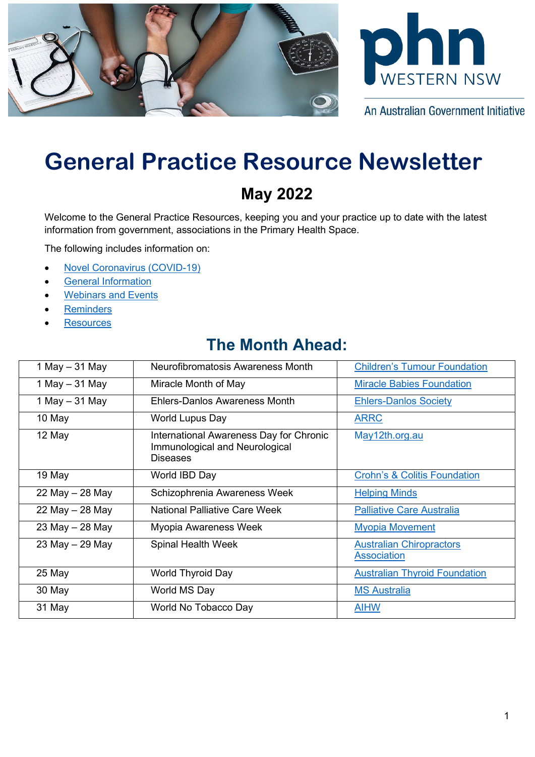# General Practice Resource Newsletter

## May 2022

Welcome to the General Practice Resources, keeping you and your practice up to date with the latest information from government, associations in the Primary Health Space.

The following includes information on:

- Novel Coronavirus (COVID-19)
- General Information
- Webinars and Events
- Reminders
- Resources

## The Month Ahead:

| | | |
|---|---|---|
| 1 May – 31 May | Neurofibromatosis Awareness Month | Children's Tumour Foundation |
| 1 May – 31 May | Miracle Month of May | Miracle Babies Foundation |
| 1 May – 31 May | Ehlers-Danlos Awareness Month | Ehlers-Danlos Society |
| 10 May | World Lupus Day | ARRC |
| 12 May | International Awareness Day for Chronic Immunological and Neurological Diseases | May12th.org.au |
| 19 May | World IBD Day | Crohn's & Colitis Foundation |
| 22 May – 28 May | Schizophrenia Awareness Week | Helping Minds |
| 22 May – 28 May | National Palliative Care Week | Palliative Care Australia |
| 23 May – 28 May | Myopia Awareness Week | Myopia Movement |
| 23 May – 29 May | Spinal Health Week | Australian Chiropractors Association |
| 25 May | World Thyroid Day | Australian Thyroid Foundation |
| 30 May | World MS Day | MS Australia |
| 31 May | World No Tobacco Day | AIHW |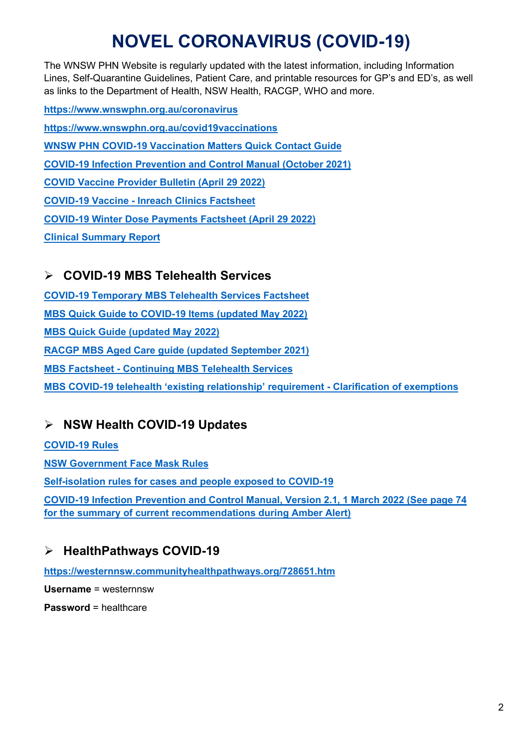# NOVEL CORONAVIRUS (COVID-19)

The WNSW PHN Website is regularly updated with the latest information, including Information Lines, Self-Quarantine Guidelines, Patient Care, and printable resources for GP's and ED's, as well as links to the Department of Health, NSW Health, RACGP, WHO and more.

**https://www.wnswphn.org.au/coronavirus**

**https://www.wnswphn.org.au/covid19vaccinations**

**WNSW PHN COVID-19 Vaccination Matters Quick Contact Guide**

**COVID-19 Infection Prevention and Control Manual (October 2021)**

**COVID Vaccine Provider Bulletin (April 29 2022)**

**COVID-19 Vaccine - Inreach Clinics Factsheet**

**COVID-19 Winter Dose Payments Factsheet (April 29 2022)**

**Clinical Summary Report**

## ➢ COVID-19 MBS Telehealth Services

**COVID-19 Temporary MBS Telehealth Services Factsheet**

**MBS Quick Guide to COVID-19 Items (updated May 2022)**

**MBS Quick Guide (updated May 2022)**

**RACGP MBS Aged Care guide (updated September 2021)**

**MBS Factsheet - Continuing MBS Telehealth Services**

**MBS COVID-19 telehealth 'existing relationship' requirement - Clarification of exemptions**

## ➢ NSW Health COVID-19 Updates

**COVID-19 Rules**

**NSW Government Face Mask Rules**

**Self-isolation rules for cases and people exposed to COVID-19**

**COVID-19 Infection Prevention and Control Manual, Version 2.1, 1 March 2022 (See page 74 for the summary of current recommendations during Amber Alert)**

## ➢ HealthPathways COVID-19

**https://westernnsw.communityhealthpathways.org/728651.htm**

**Username** = westernnsw

**Password** = healthcare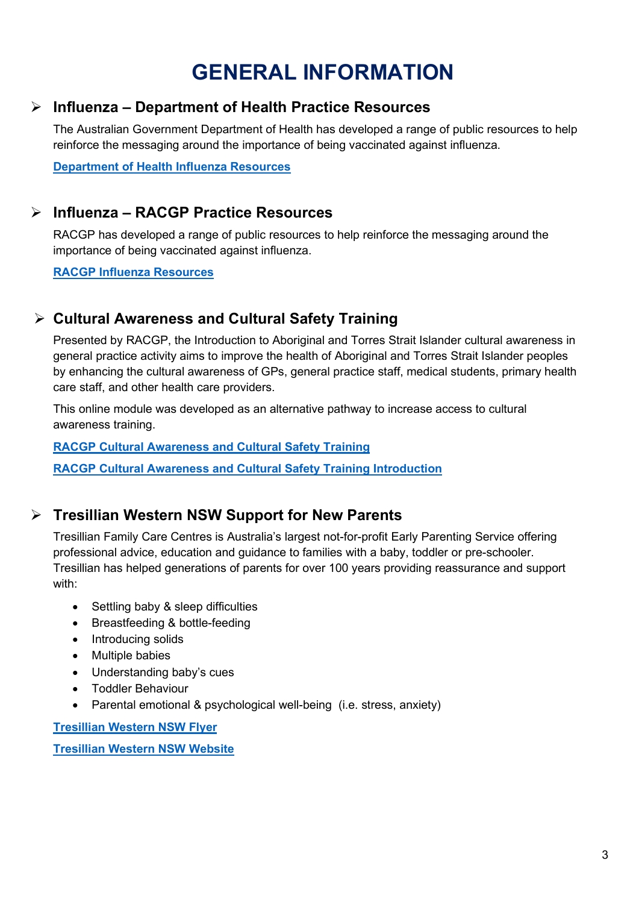# GENERAL INFORMATION

## Influenza – Department of Health Practice Resources

The Australian Government Department of Health has developed a range of public resources to help reinforce the messaging around the importance of being vaccinated against influenza.

**Department of Health Influenza Resources**

## Influenza – RACGP Practice Resources

RACGP has developed a range of public resources to help reinforce the messaging around the importance of being vaccinated against influenza.

**RACGP Influenza Resources**

## Cultural Awareness and Cultural Safety Training

Presented by RACGP, the Introduction to Aboriginal and Torres Strait Islander cultural awareness in general practice activity aims to improve the health of Aboriginal and Torres Strait Islander peoples by enhancing the cultural awareness of GPs, general practice staff, medical students, primary health care staff, and other health care providers.

This online module was developed as an alternative pathway to increase access to cultural awareness training.

**RACGP Cultural Awareness and Cultural Safety Training**

**RACGP Cultural Awareness and Cultural Safety Training Introduction**

## Tresillian Western NSW Support for New Parents

Tresillian Family Care Centres is Australia's largest not-for-profit Early Parenting Service offering professional advice, education and guidance to families with a baby, toddler or pre-schooler. Tresillian has helped generations of parents for over 100 years providing reassurance and support with:

- Settling baby & sleep difficulties
- Breastfeeding & bottle-feeding
- Introducing solids
- Multiple babies
- Understanding baby's cues
- Toddler Behaviour
- Parental emotional & psychological well-being (i.e. stress, anxiety)

**Tresillian Western NSW Flyer**

**Tresillian Western NSW Website**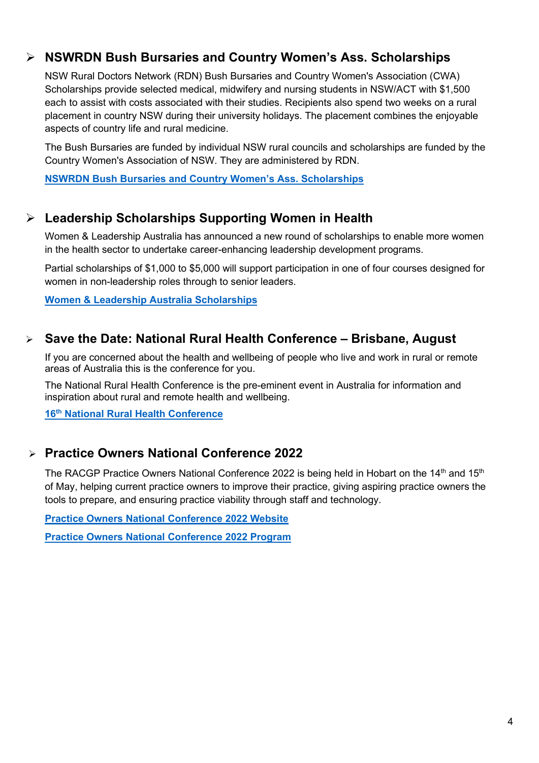## NSWRDN Bush Bursaries and Country Women's Ass. Scholarships

NSW Rural Doctors Network (RDN) Bush Bursaries and Country Women's Association (CWA) Scholarships provide selected medical, midwifery and nursing students in NSW/ACT with $1,500 each to assist with costs associated with their studies. Recipients also spend two weeks on a rural placement in country NSW during their university holidays. The placement combines the enjoyable aspects of country life and rural medicine.

The Bush Bursaries are funded by individual NSW rural councils and scholarships are funded by the Country Women's Association of NSW. They are administered by RDN.

**NSWRDN Bush Bursaries and Country Women's Ass. Scholarships**

## Leadership Scholarships Supporting Women in Health

Women & Leadership Australia has announced a new round of scholarships to enable more women in the health sector to undertake career-enhancing leadership development programs.

Partial scholarships of $1,000 to $5,000 will support participation in one of four courses designed for women in non-leadership roles through to senior leaders.

**Women & Leadership Australia Scholarships**

## Save the Date: National Rural Health Conference – Brisbane, August

If you are concerned about the health and wellbeing of people who live and work in rural or remote areas of Australia this is the conference for you.

The National Rural Health Conference is the pre-eminent event in Australia for information and inspiration about rural and remote health and wellbeing.

**16th National Rural Health Conference**

## Practice Owners National Conference 2022

The RACGP Practice Owners National Conference 2022 is being held in Hobart on the 14th and 15th of May, helping current practice owners to improve their practice, giving aspiring practice owners the tools to prepare, and ensuring practice viability through staff and technology.

**Practice Owners National Conference 2022 Website**

**Practice Owners National Conference 2022 Program**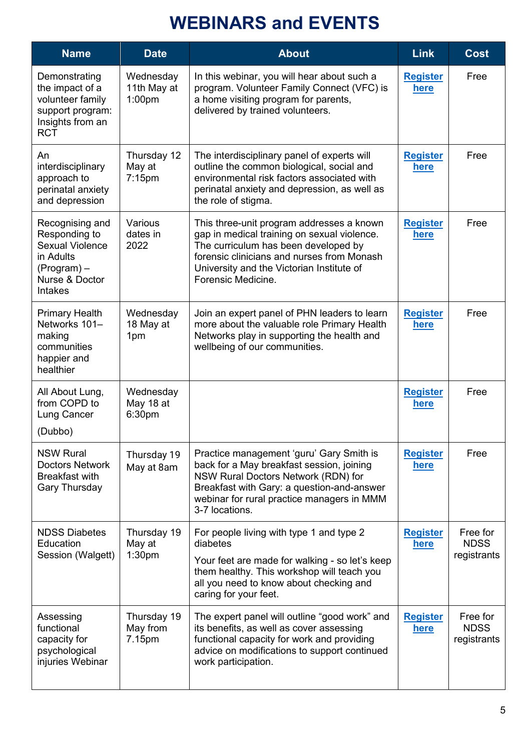# WEBINARS and EVENTS

| Name | Date | About | Link | Cost |
|---|---|---|---|---|
| Demonstrating the impact of a volunteer family support program: Insights from an RCT | Wednesday 11th May at 1:00pm | In this webinar, you will hear about such a program. Volunteer Family Connect (VFC) is a home visiting program for parents, delivered by trained volunteers. | **Register here** | Free |
| An interdisciplinary approach to perinatal anxiety and depression | Thursday 12 May at 7:15pm | The interdisciplinary panel of experts will outline the common biological, social and environmental risk factors associated with perinatal anxiety and depression, as well as the role of stigma. | **Register here** | Free |
| Recognising and Responding to Sexual Violence in Adults (Program) – Nurse & Doctor Intakes | Various dates in 2022 | This three-unit program addresses a known gap in medical training on sexual violence. The curriculum has been developed by forensic clinicians and nurses from Monash University and the Victorian Institute of Forensic Medicine. | **Register here** | Free |
| Primary Health Networks 101– making communities happier and healthier | Wednesday 18 May at 1pm | Join an expert panel of PHN leaders to learn more about the valuable role Primary Health Networks play in supporting the health and wellbeing of our communities. | **Register here** | Free |
| All About Lung, from COPD to Lung Cancer (Dubbo) | Wednesday May 18 at 6:30pm | | **Register here** | Free |
| NSW Rural Doctors Network Breakfast with Gary Thursday | Thursday 19 May at 8am | Practice management 'guru' Gary Smith is back for a May breakfast session, joining NSW Rural Doctors Network (RDN) for Breakfast with Gary: a question-and-answer webinar for rural practice managers in MMM 3-7 locations. | **Register here** | Free |
| NDSS Diabetes Education Session (Walgett) | Thursday 19 May at 1:30pm | For people living with type 1 and type 2 diabetes<br><br>Your feet are made for walking - so let's keep them healthy. This workshop will teach you all you need to know about checking and caring for your feet. | **Register here** | Free for NDSS registrants |
| Assessing functional capacity for psychological injuries Webinar | Thursday 19 May from 7.15pm | The expert panel will outline "good work" and its benefits, as well as cover assessing functional capacity for work and providing advice on modifications to support continued work participation. | **Register here** | Free for NDSS registrants |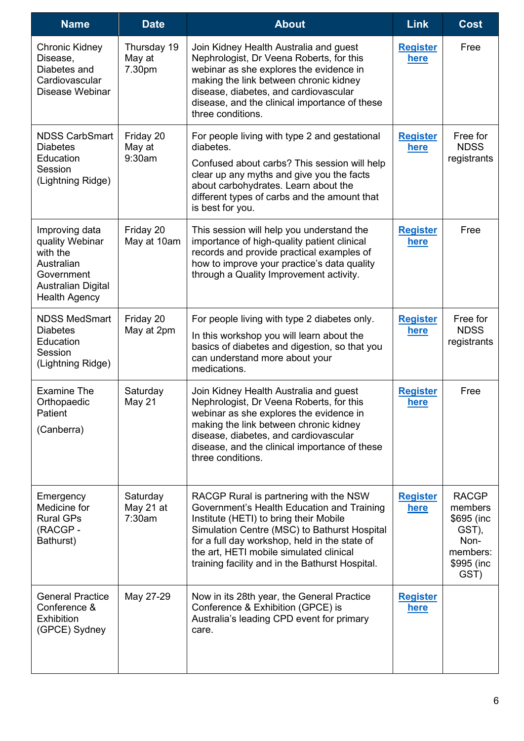| Name | Date | About | Link | Cost |
|---|---|---|---|---|
| Chronic Kidney Disease, Diabetes and Cardiovascular Disease Webinar | Thursday 19 May at 7.30pm | Join Kidney Health Australia and guest Nephrologist, Dr Veena Roberts, for this webinar as she explores the evidence in making the link between chronic kidney disease, diabetes, and cardiovascular disease, and the clinical importance of these three conditions. | Register here | Free |
| NDSS CarbSmart Diabetes Education Session (Lightning Ridge) | Friday 20 May at 9:30am | For people living with type 2 and gestational diabetes.<br><br>Confused about carbs? This session will help clear up any myths and give you the facts about carbohydrates. Learn about the different types of carbs and the amount that is best for you. | Register here | Free for NDSS registrants |
| Improving data quality Webinar with the Australian Government Australian Digital Health Agency | Friday 20 May at 10am | This session will help you understand the importance of high-quality patient clinical records and provide practical examples of how to improve your practice's data quality through a Quality Improvement activity. | Register here | Free |
| NDSS MedSmart Diabetes Education Session (Lightning Ridge) | Friday 20 May at 2pm | For people living with type 2 diabetes only.<br><br>In this workshop you will learn about the basics of diabetes and digestion, so that you can understand more about your medications. | Register here | Free for NDSS registrants |
| Examine The Orthopaedic Patient<br><br>(Canberra) | Saturday May 21 | Join Kidney Health Australia and guest Nephrologist, Dr Veena Roberts, for this webinar as she explores the evidence in making the link between chronic kidney disease, diabetes, and cardiovascular disease, and the clinical importance of these three conditions. | Register here | Free |
| Emergency Medicine for Rural GPs (RACGP - Bathurst) | Saturday May 21 at 7:30am | RACGP Rural is partnering with the NSW Government's Health Education and Training Institute (HETI) to bring their Mobile Simulation Centre (MSC) to Bathurst Hospital for a full day workshop, held in the state of the art, HETI mobile simulated clinical training facility and in the Bathurst Hospital. | Register here | RACGP members $695 (inc GST), Non-members: $995 (inc GST) |
| General Practice Conference & Exhibition (GPCE) Sydney | May 27-29 | Now in its 28th year, the General Practice Conference & Exhibition (GPCE) is Australia's leading CPD event for primary care. | Register here | |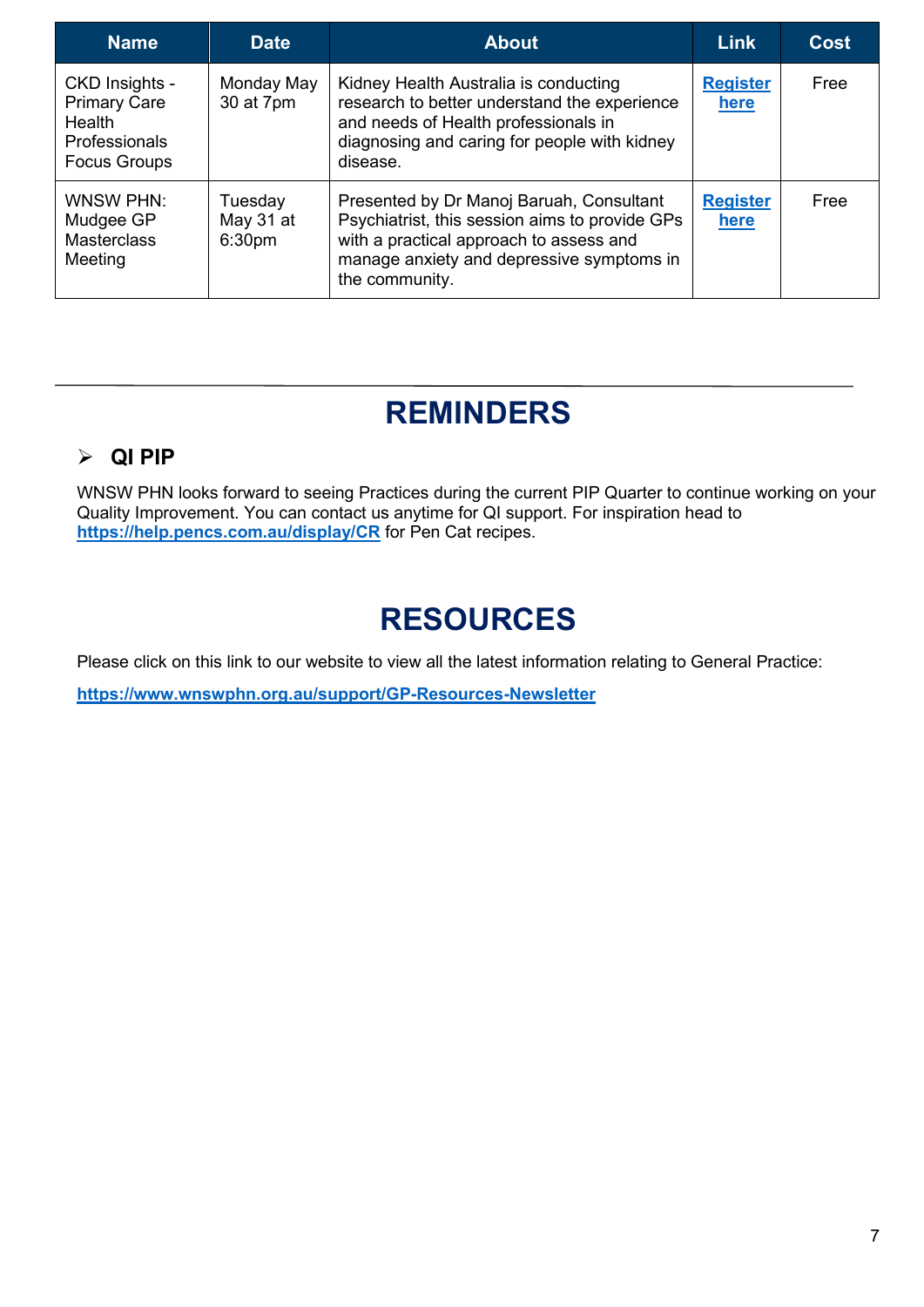| Name | Date | About | Link | Cost |
|---|---|---|---|---|
| CKD Insights - Primary Care Health Professionals Focus Groups | Monday May 30 at 7pm | Kidney Health Australia is conducting research to better understand the experience and needs of Health professionals in diagnosing and caring for people with kidney disease. | **Register here** | Free |
| WNSW PHN: Mudgee GP Masterclass Meeting | Tuesday May 31 at 6:30pm | Presented by Dr Manoj Baruah, Consultant Psychiatrist, this session aims to provide GPs with a practical approach to assess and manage anxiety and depressive symptoms in the community. | **Register here** | Free |

# REMINDERS

- **QI PIP**

WNSW PHN looks forward to seeing Practices during the current PIP Quarter to continue working on your Quality Improvement. You can contact us anytime for QI support. For inspiration head to **https://help.pencs.com.au/display/CR** for Pen Cat recipes.

# RESOURCES

Please click on this link to our website to view all the latest information relating to General Practice:

**https://www.wnswphn.org.au/support/GP-Resources-Newsletter**